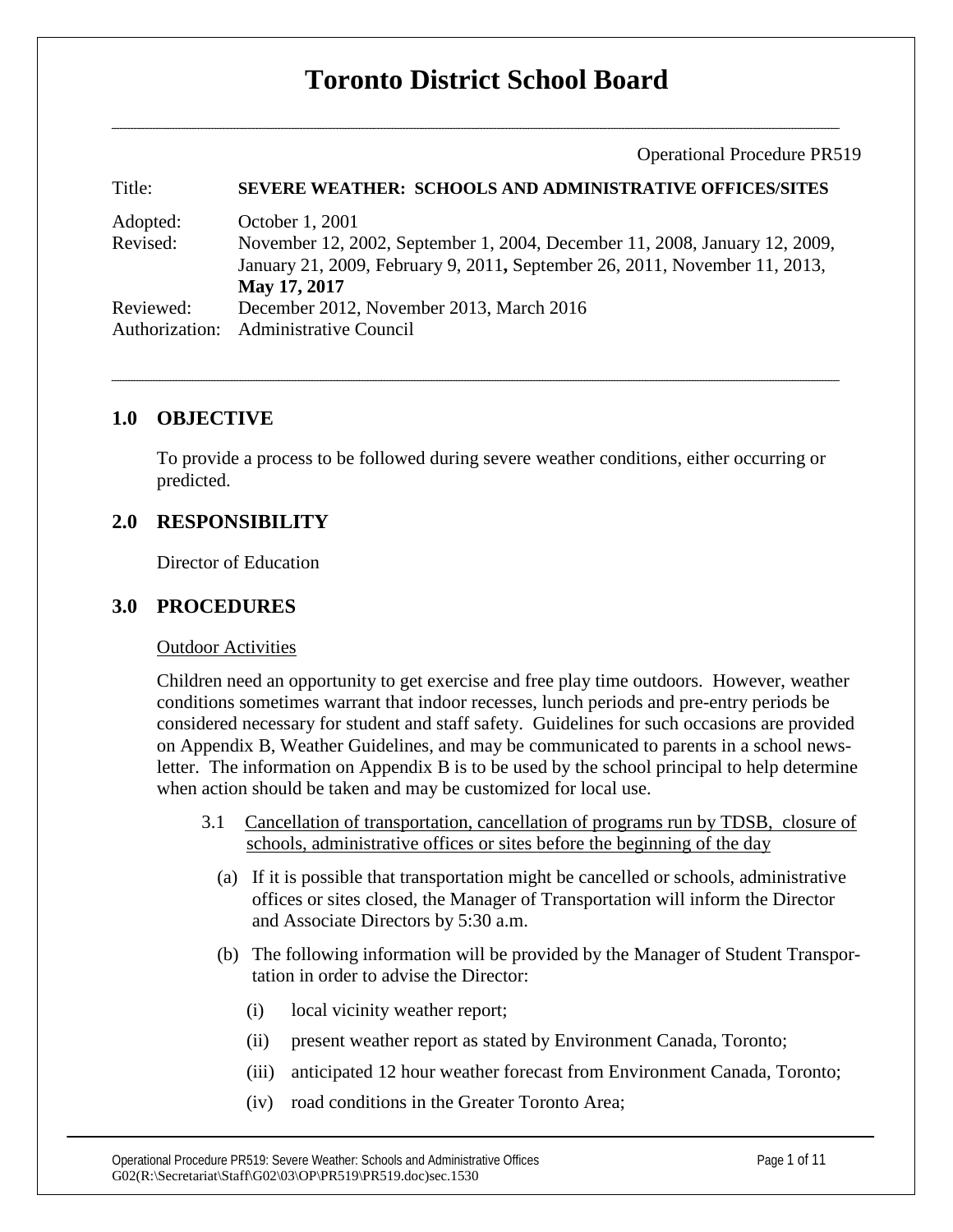# Toronto District School Board

Operational Procedure PR519

| | |
|---|---|
| Title: | **SEVERE WEATHER: SCHOOLS AND ADMINISTRATIVE OFFICES/SITES** |
| Adopted: | October 1, 2001 |
| Revised: | November 12, 2002, September 1, 2004, December 11, 2008, January 12, 2009, January 21, 2009, February 9, 2011**,** September 26, 2011, November 11, 2013, **May 17, 2017** |
| Reviewed: | December 2012, November 2013, March 2016 |
| Authorization: | Administrative Council |

## 1.0 OBJECTIVE

To provide a process to be followed during severe weather conditions, either occurring or predicted.

## 2.0 RESPONSIBILITY

Director of Education

## 3.0 PROCEDURES

Outdoor Activities

Children need an opportunity to get exercise and free play time outdoors. However, weather conditions sometimes warrant that indoor recesses, lunch periods and pre-entry periods be considered necessary for student and staff safety. Guidelines for such occasions are provided on Appendix B, Weather Guidelines, and may be communicated to parents in a school newsletter. The information on Appendix B is to be used by the school principal to help determine when action should be taken and may be customized for local use.

3.1 Cancellation of transportation, cancellation of programs run by TDSB, closure of schools, administrative offices or sites before the beginning of the day

(a) If it is possible that transportation might be cancelled or schools, administrative offices or sites closed, the Manager of Transportation will inform the Director and Associate Directors by 5:30 a.m.

(b) The following information will be provided by the Manager of Student Transportation in order to advise the Director:

(i) local vicinity weather report;

(ii) present weather report as stated by Environment Canada, Toronto;

(iii) anticipated 12 hour weather forecast from Environment Canada, Toronto;

(iv) road conditions in the Greater Toronto Area;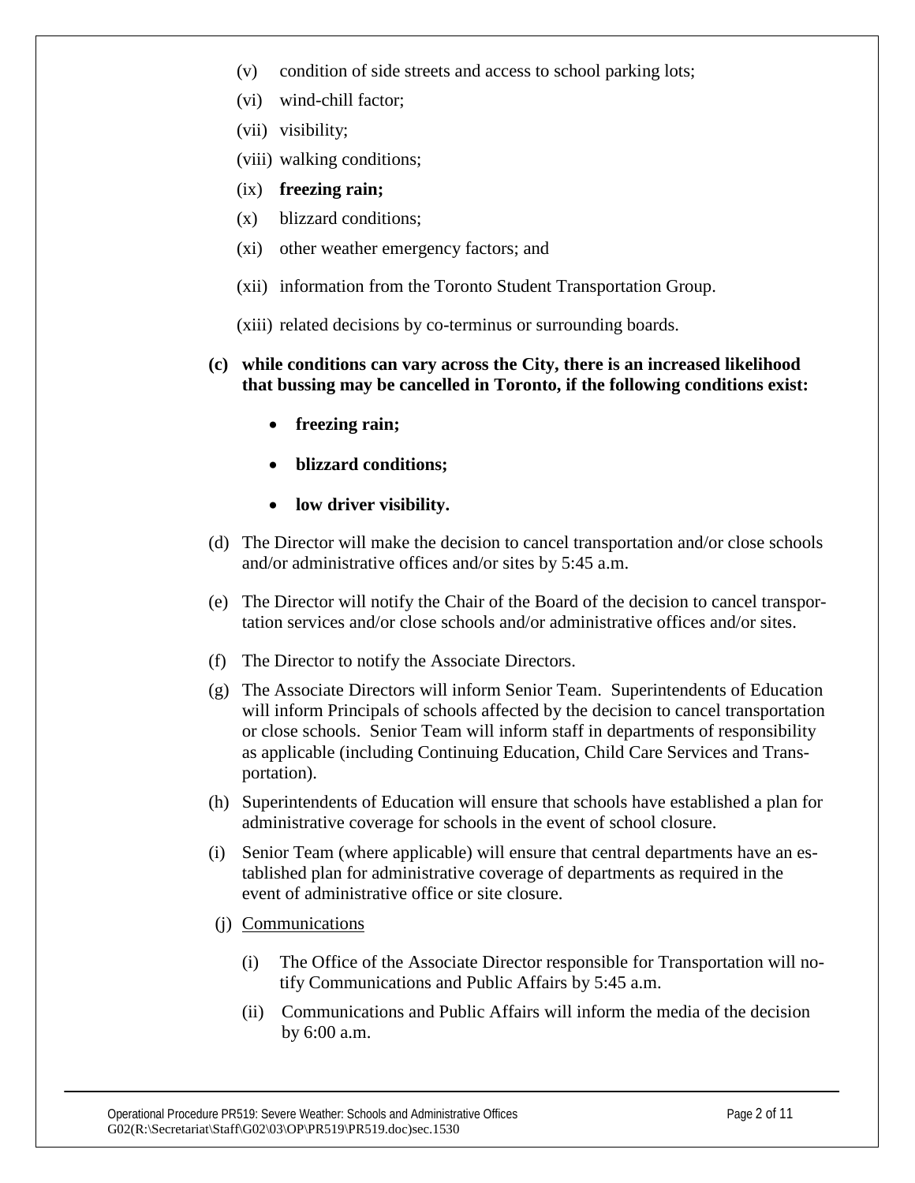(v) condition of side streets and access to school parking lots;

(vi) wind-chill factor;

(vii) visibility;

(viii) walking conditions;

(ix) **freezing rain;**

(x) blizzard conditions;

(xi) other weather emergency factors; and

(xii) information from the Toronto Student Transportation Group.

(xiii) related decisions by co-terminus or surrounding boards.

**(c) while conditions can vary across the City, there is an increased likelihood that bussing may be cancelled in Toronto, if the following conditions exist:**

- **freezing rain;**
- **blizzard conditions;**
- **low driver visibility.**

(d) The Director will make the decision to cancel transportation and/or close schools and/or administrative offices and/or sites by 5:45 a.m.

(e) The Director will notify the Chair of the Board of the decision to cancel transportation services and/or close schools and/or administrative offices and/or sites.

(f) The Director to notify the Associate Directors.

(g) The Associate Directors will inform Senior Team. Superintendents of Education will inform Principals of schools affected by the decision to cancel transportation or close schools. Senior Team will inform staff in departments of responsibility as applicable (including Continuing Education, Child Care Services and Transportation).

(h) Superintendents of Education will ensure that schools have established a plan for administrative coverage for schools in the event of school closure.

(i) Senior Team (where applicable) will ensure that central departments have an established plan for administrative coverage of departments as required in the event of administrative office or site closure.

(j) Communications

(i) The Office of the Associate Director responsible for Transportation will notify Communications and Public Affairs by 5:45 a.m.

(ii) Communications and Public Affairs will inform the media of the decision by 6:00 a.m.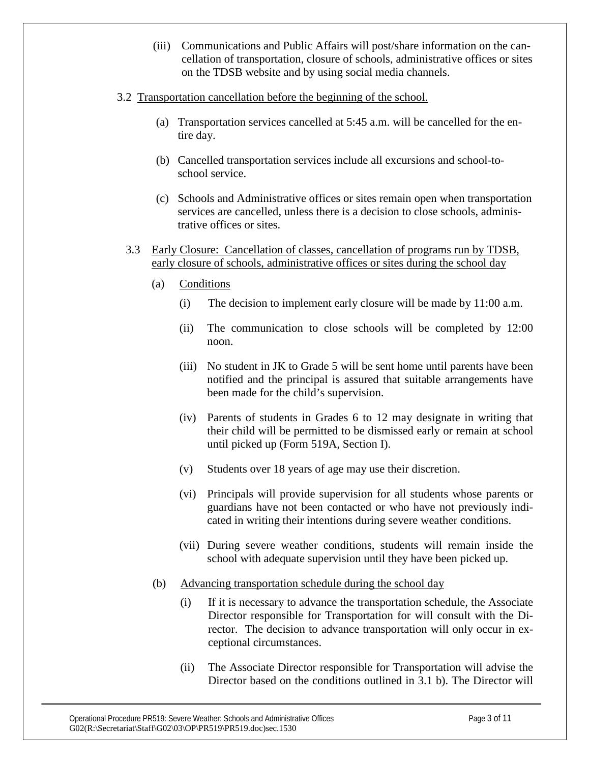(iii) Communications and Public Affairs will post/share information on the cancellation of transportation, closure of schools, administrative offices or sites on the TDSB website and by using social media channels.

3.2 Transportation cancellation before the beginning of the school.

(a) Transportation services cancelled at 5:45 a.m. will be cancelled for the entire day.

(b) Cancelled transportation services include all excursions and school-to-school service.

(c) Schools and Administrative offices or sites remain open when transportation services are cancelled, unless there is a decision to close schools, administrative offices or sites.

3.3 Early Closure: Cancellation of classes, cancellation of programs run by TDSB, early closure of schools, administrative offices or sites during the school day

(a) Conditions

(i) The decision to implement early closure will be made by 11:00 a.m.

(ii) The communication to close schools will be completed by 12:00 noon.

(iii) No student in JK to Grade 5 will be sent home until parents have been notified and the principal is assured that suitable arrangements have been made for the child's supervision.

(iv) Parents of students in Grades 6 to 12 may designate in writing that their child will be permitted to be dismissed early or remain at school until picked up (Form 519A, Section I).

(v) Students over 18 years of age may use their discretion.

(vi) Principals will provide supervision for all students whose parents or guardians have not been contacted or who have not previously indicated in writing their intentions during severe weather conditions.

(vii) During severe weather conditions, students will remain inside the school with adequate supervision until they have been picked up.

(b) Advancing transportation schedule during the school day

(i) If it is necessary to advance the transportation schedule, the Associate Director responsible for Transportation for will consult with the Director. The decision to advance transportation will only occur in exceptional circumstances.

(ii) The Associate Director responsible for Transportation will advise the Director based on the conditions outlined in 3.1 b). The Director will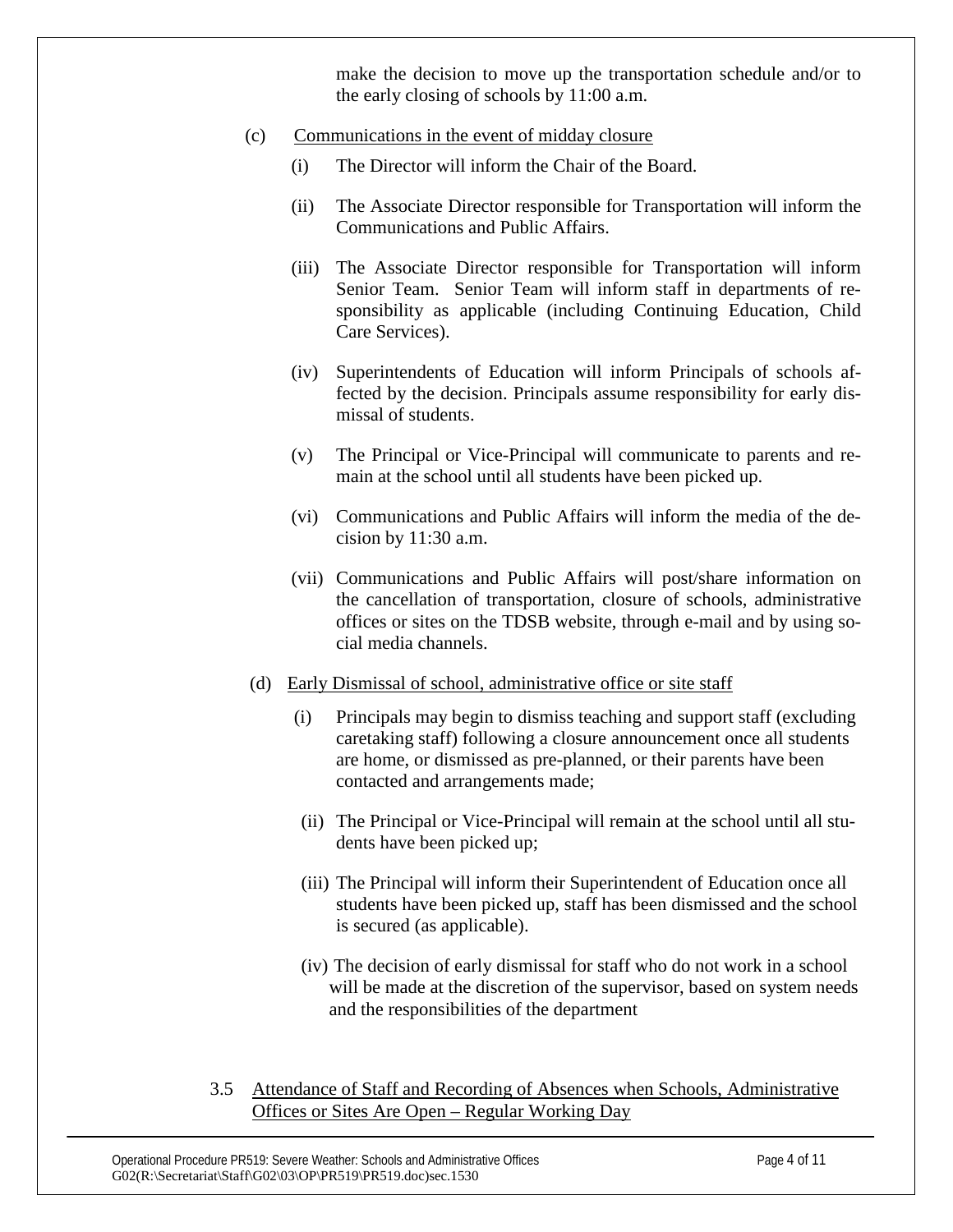make the decision to move up the transportation schedule and/or to the early closing of schools by 11:00 a.m.

(c) Communications in the event of midday closure

(i) The Director will inform the Chair of the Board.

(ii) The Associate Director responsible for Transportation will inform the Communications and Public Affairs.

(iii) The Associate Director responsible for Transportation will inform Senior Team. Senior Team will inform staff in departments of responsibility as applicable (including Continuing Education, Child Care Services).

(iv) Superintendents of Education will inform Principals of schools affected by the decision. Principals assume responsibility for early dismissal of students.

(v) The Principal or Vice-Principal will communicate to parents and remain at the school until all students have been picked up.

(vi) Communications and Public Affairs will inform the media of the decision by 11:30 a.m.

(vii) Communications and Public Affairs will post/share information on the cancellation of transportation, closure of schools, administrative offices or sites on the TDSB website, through e-mail and by using social media channels.

(d) Early Dismissal of school, administrative office or site staff

(i) Principals may begin to dismiss teaching and support staff (excluding caretaking staff) following a closure announcement once all students are home, or dismissed as pre-planned, or their parents have been contacted and arrangements made;

(ii) The Principal or Vice-Principal will remain at the school until all students have been picked up;

(iii) The Principal will inform their Superintendent of Education once all students have been picked up, staff has been dismissed and the school is secured (as applicable).

(iv) The decision of early dismissal for staff who do not work in a school will be made at the discretion of the supervisor, based on system needs and the responsibilities of the department

3.5 Attendance of Staff and Recording of Absences when Schools, Administrative Offices or Sites Are Open – Regular Working Day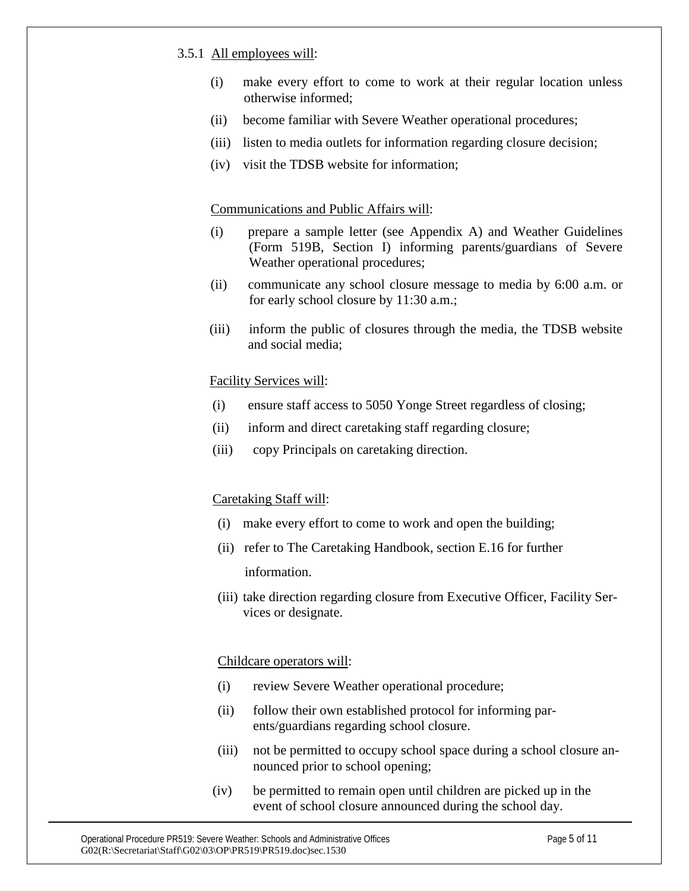3.5.1 <u>All employees will</u>:

(i) make every effort to come to work at their regular location unless otherwise informed;

(ii) become familiar with Severe Weather operational procedures;

(iii) listen to media outlets for information regarding closure decision;

(iv) visit the TDSB website for information;

<u>Communications and Public Affairs will</u>:

(i) prepare a sample letter (see Appendix A) and Weather Guidelines (Form 519B, Section I) informing parents/guardians of Severe Weather operational procedures;

(ii) communicate any school closure message to media by 6:00 a.m. or for early school closure by 11:30 a.m.;

(iii) inform the public of closures through the media, the TDSB website and social media;

<u>Facility Services will</u>:

(i) ensure staff access to 5050 Yonge Street regardless of closing;

(ii) inform and direct caretaking staff regarding closure;

(iii) copy Principals on caretaking direction.

<u>Caretaking Staff will</u>:

(i) make every effort to come to work and open the building;

(ii) refer to The Caretaking Handbook, section E.16 for further information.

(iii) take direction regarding closure from Executive Officer, Facility Services or designate.

<u>Childcare operators will</u>:

(i) review Severe Weather operational procedure;

(ii) follow their own established protocol for informing parents/guardians regarding school closure.

(iii) not be permitted to occupy school space during a school closure announced prior to school opening;

(iv) be permitted to remain open until children are picked up in the event of school closure announced during the school day.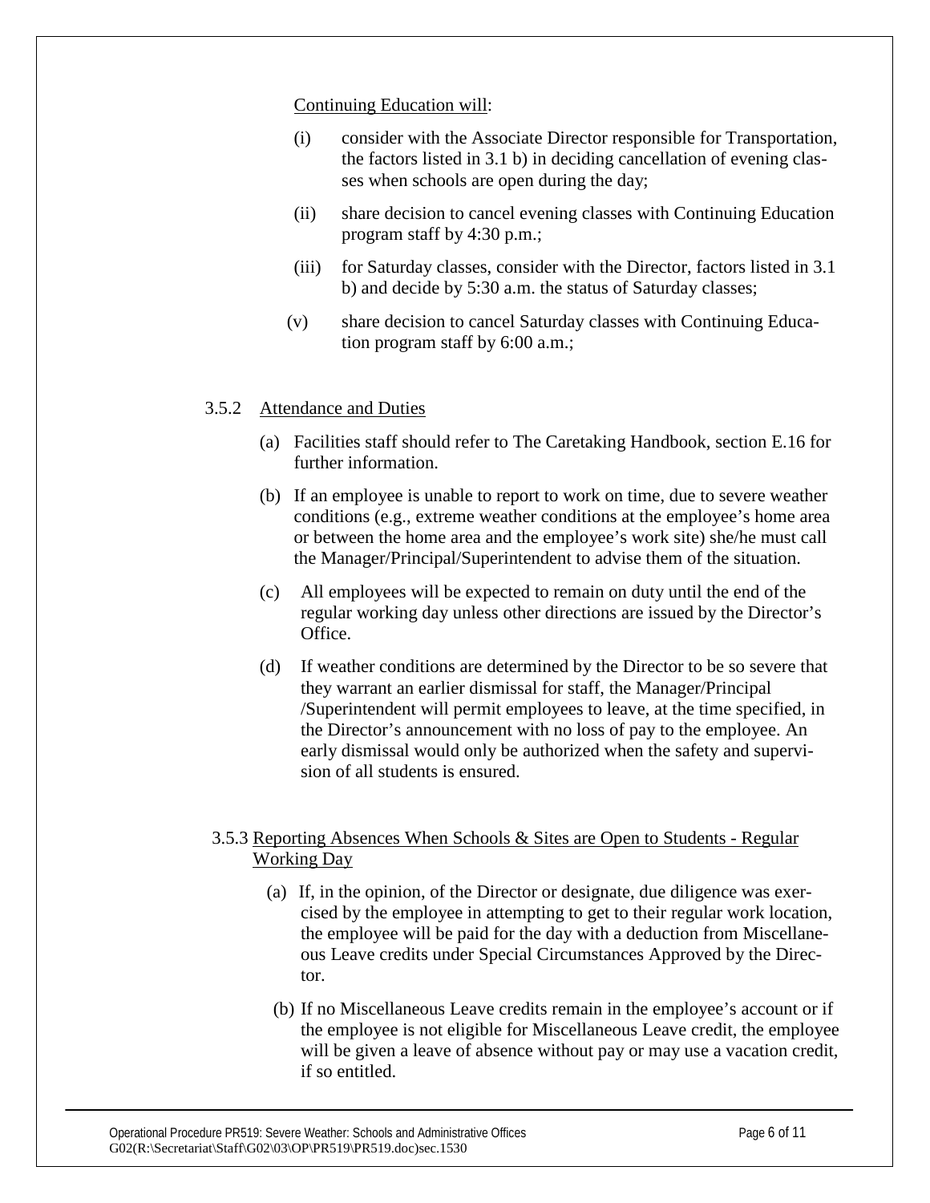Continuing Education will:

(i) consider with the Associate Director responsible for Transportation, the factors listed in 3.1 b) in deciding cancellation of evening classes when schools are open during the day;

(ii) share decision to cancel evening classes with Continuing Education program staff by 4:30 p.m.;

(iii) for Saturday classes, consider with the Director, factors listed in 3.1 b) and decide by 5:30 a.m. the status of Saturday classes;

(v) share decision to cancel Saturday classes with Continuing Education program staff by 6:00 a.m.;

### 3.5.2 Attendance and Duties

(a) Facilities staff should refer to The Caretaking Handbook, section E.16 for further information.

(b) If an employee is unable to report to work on time, due to severe weather conditions (e.g., extreme weather conditions at the employee's home area or between the home area and the employee's work site) she/he must call the Manager/Principal/Superintendent to advise them of the situation.

(c) All employees will be expected to remain on duty until the end of the regular working day unless other directions are issued by the Director's Office.

(d) If weather conditions are determined by the Director to be so severe that they warrant an earlier dismissal for staff, the Manager/Principal /Superintendent will permit employees to leave, at the time specified, in the Director's announcement with no loss of pay to the employee. An early dismissal would only be authorized when the safety and supervision of all students is ensured.

### 3.5.3 Reporting Absences When Schools & Sites are Open to Students - Regular Working Day

(a) If, in the opinion, of the Director or designate, due diligence was exercised by the employee in attempting to get to their regular work location, the employee will be paid for the day with a deduction from Miscellaneous Leave credits under Special Circumstances Approved by the Director.

(b) If no Miscellaneous Leave credits remain in the employee's account or if the employee is not eligible for Miscellaneous Leave credit, the employee will be given a leave of absence without pay or may use a vacation credit, if so entitled.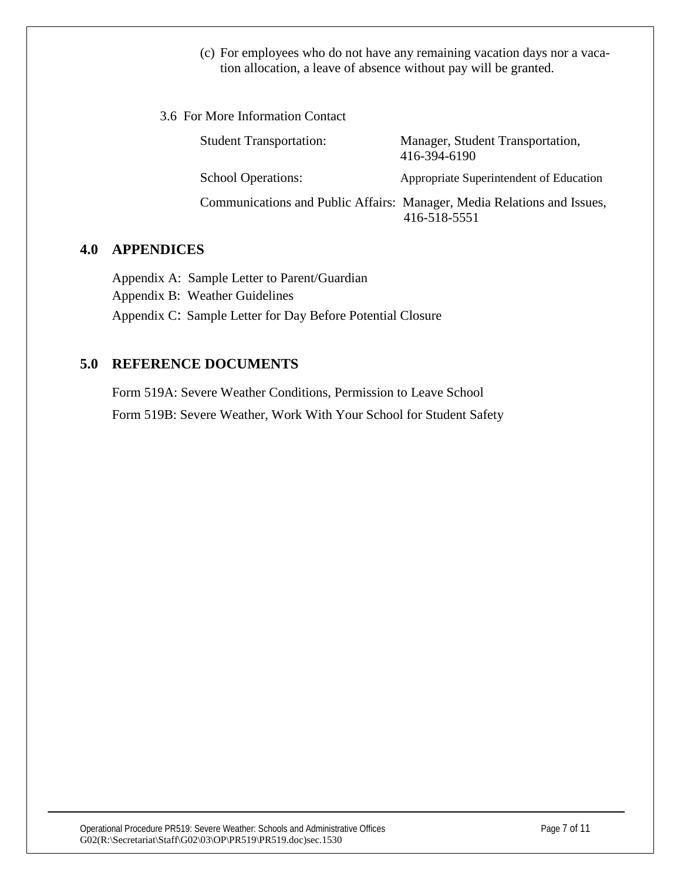(c) For employees who do not have any remaining vacation days nor a vacation allocation, a leave of absence without pay will be granted.

3.6 For More Information Contact

| | |
|---|---|
| Student Transportation: | Manager, Student Transportation, 416-394-6190 |
| School Operations: | Appropriate Superintendent of Education |
| Communications and Public Affairs: | Manager, Media Relations and Issues, 416-518-5551 |

## 4.0 APPENDICES

Appendix A: Sample Letter to Parent/Guardian

Appendix B: Weather Guidelines

Appendix C: Sample Letter for Day Before Potential Closure

## 5.0 REFERENCE DOCUMENTS

Form 519A: Severe Weather Conditions, Permission to Leave School

Form 519B: Severe Weather, Work With Your School for Student Safety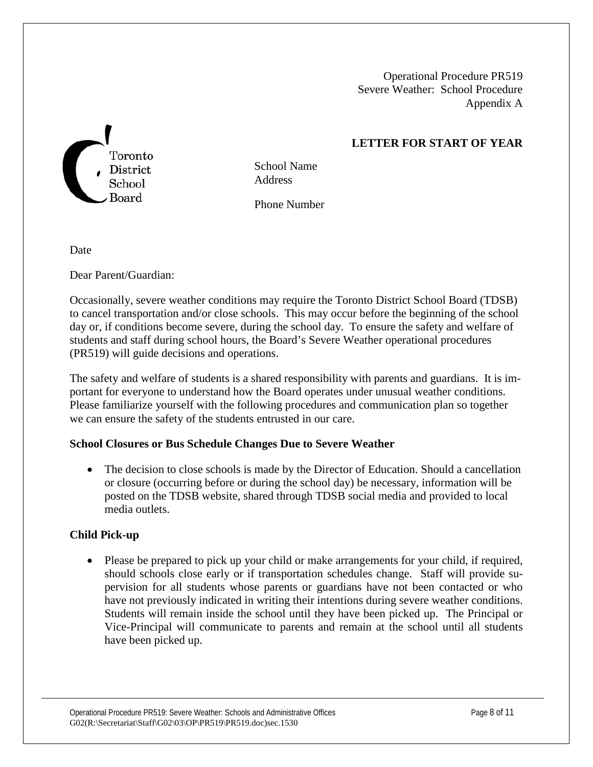Operational Procedure PR519
Severe Weather: School Procedure
Appendix A

**LETTER FOR START OF YEAR**

Toronto District School Board

School Name
Address

Phone Number

Date

Dear Parent/Guardian:

Occasionally, severe weather conditions may require the Toronto District School Board (TDSB) to cancel transportation and/or close schools. This may occur before the beginning of the school day or, if conditions become severe, during the school day. To ensure the safety and welfare of students and staff during school hours, the Board's Severe Weather operational procedures (PR519) will guide decisions and operations.

The safety and welfare of students is a shared responsibility with parents and guardians. It is important for everyone to understand how the Board operates under unusual weather conditions. Please familiarize yourself with the following procedures and communication plan so together we can ensure the safety of the students entrusted in our care.

**School Closures or Bus Schedule Changes Due to Severe Weather**

- The decision to close schools is made by the Director of Education. Should a cancellation or closure (occurring before or during the school day) be necessary, information will be posted on the TDSB website, shared through TDSB social media and provided to local media outlets.

**Child Pick-up**

- Please be prepared to pick up your child or make arrangements for your child, if required, should schools close early or if transportation schedules change. Staff will provide supervision for all students whose parents or guardians have not been contacted or who have not previously indicated in writing their intentions during severe weather conditions. Students will remain inside the school until they have been picked up. The Principal or Vice-Principal will communicate to parents and remain at the school until all students have been picked up.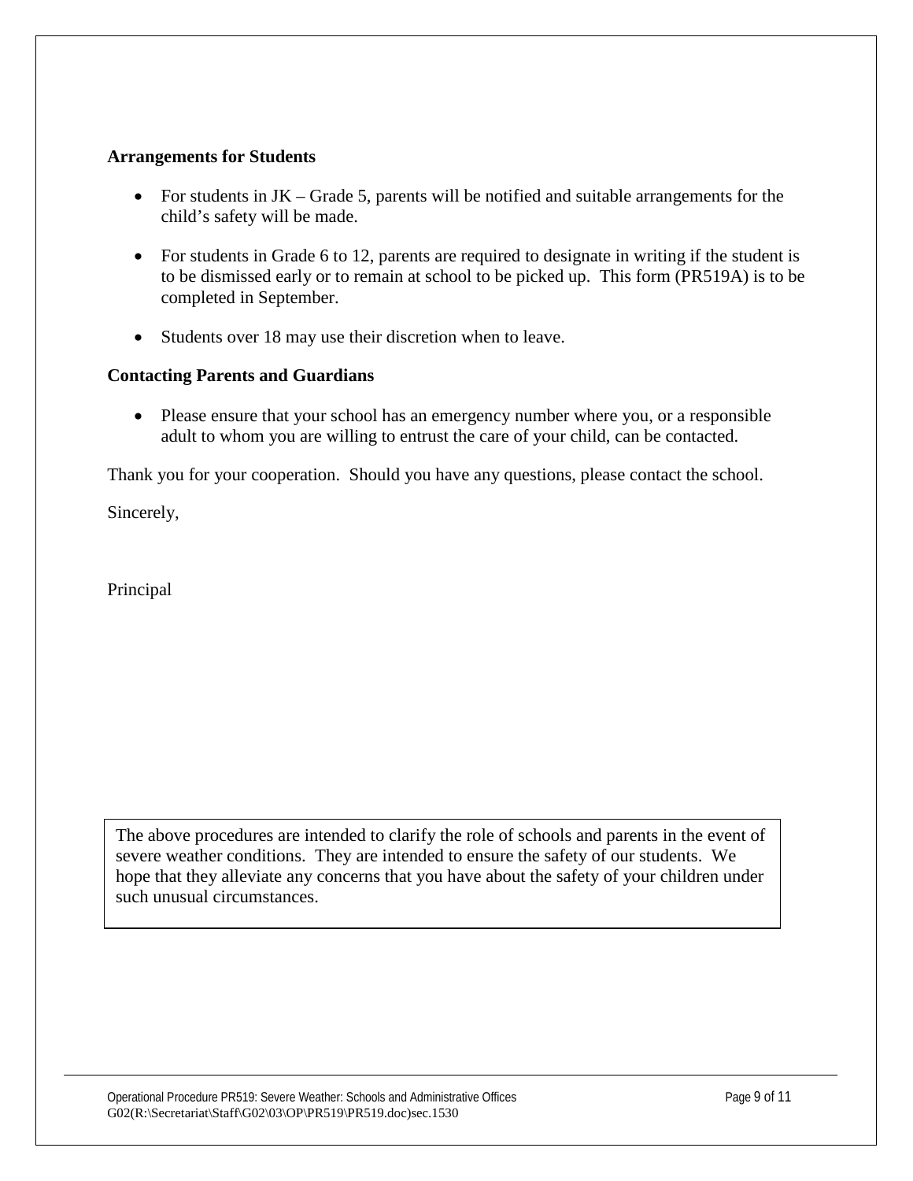**Arrangements for Students**

- For students in JK – Grade 5, parents will be notified and suitable arrangements for the child's safety will be made.
- For students in Grade 6 to 12, parents are required to designate in writing if the student is to be dismissed early or to remain at school to be picked up. This form (PR519A) is to be completed in September.
- Students over 18 may use their discretion when to leave.

**Contacting Parents and Guardians**

- Please ensure that your school has an emergency number where you, or a responsible adult to whom you are willing to entrust the care of your child, can be contacted.

Thank you for your cooperation. Should you have any questions, please contact the school.

Sincerely,

Principal

The above procedures are intended to clarify the role of schools and parents in the event of severe weather conditions. They are intended to ensure the safety of our students. We hope that they alleviate any concerns that you have about the safety of your children under such unusual circumstances.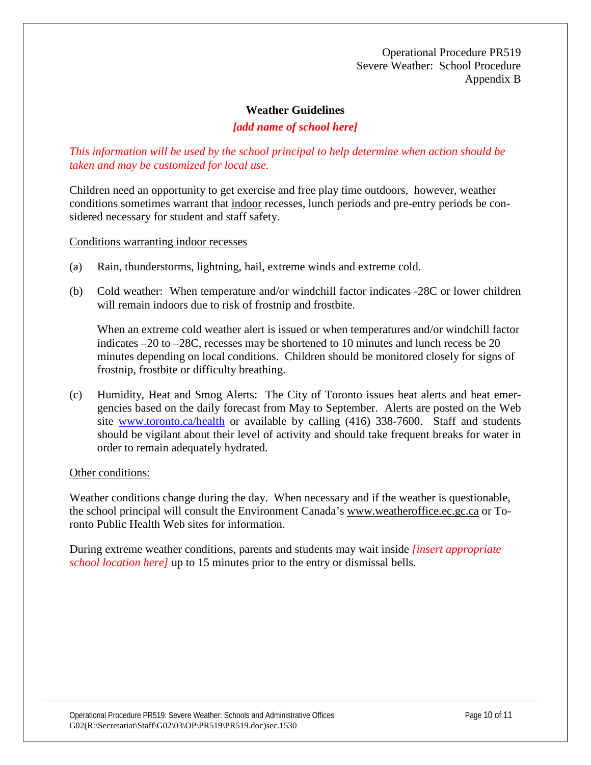Operational Procedure PR519
Severe Weather: School Procedure
Appendix B

## Weather Guidelines

***[add name of school here]***

*This information will be used by the school principal to help determine when action should be taken and may be customized for local use.*

Children need an opportunity to get exercise and free play time outdoors, however, weather conditions sometimes warrant that <u>indoor</u> recesses, lunch periods and pre-entry periods be considered necessary for student and staff safety.

<u>Conditions warranting indoor recesses</u>

(a) Rain, thunderstorms, lightning, hail, extreme winds and extreme cold.

(b) Cold weather: When temperature and/or windchill factor indicates -28C or lower children will remain indoors due to risk of frostnip and frostbite.

When an extreme cold weather alert is issued or when temperatures and/or windchill factor indicates –20 to –28C, recesses may be shortened to 10 minutes and lunch recess be 20 minutes depending on local conditions. Children should be monitored closely for signs of frostnip, frostbite or difficulty breathing.

(c) Humidity, Heat and Smog Alerts: The City of Toronto issues heat alerts and heat emergencies based on the daily forecast from May to September. Alerts are posted on the Web site www.toronto.ca/health or available by calling (416) 338-7600. Staff and students should be vigilant about their level of activity and should take frequent breaks for water in order to remain adequately hydrated.

<u>Other conditions:</u>

Weather conditions change during the day. When necessary and if the weather is questionable, the school principal will consult the Environment Canada's www.weatheroffice.ec.gc.ca or Toronto Public Health Web sites for information.

During extreme weather conditions, parents and students may wait inside *[insert appropriate school location here]* up to 15 minutes prior to the entry or dismissal bells.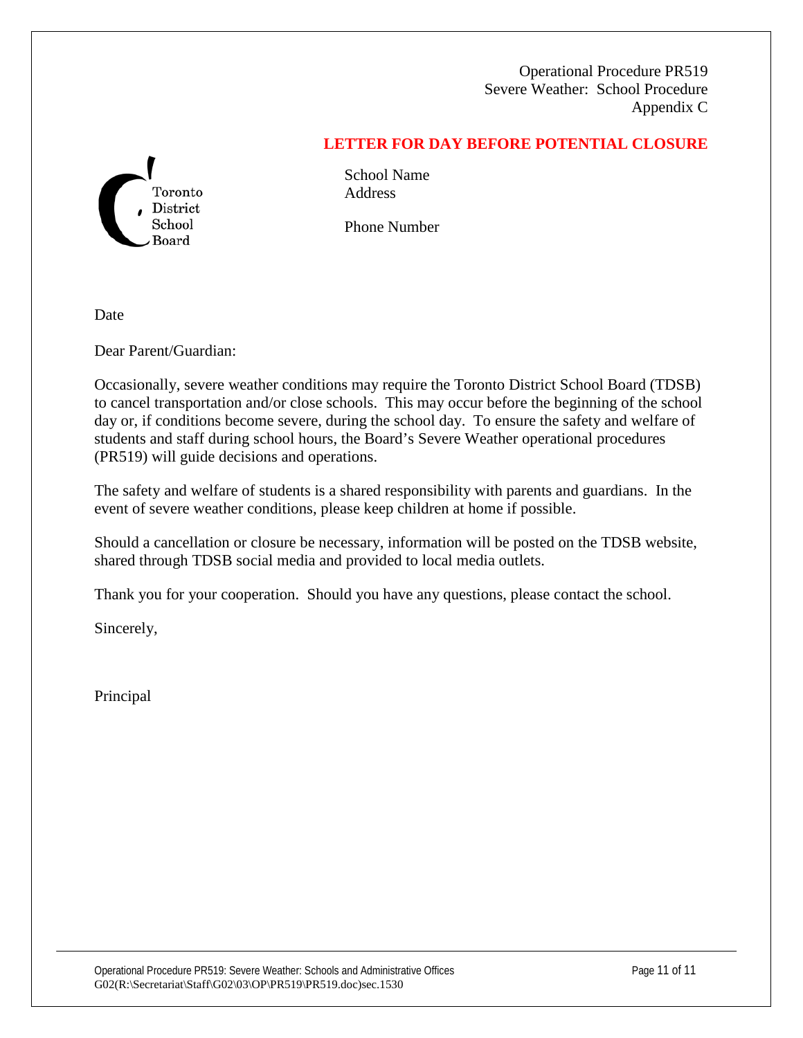Operational Procedure PR519
Severe Weather: School Procedure
Appendix C

## LETTER FOR DAY BEFORE POTENTIAL CLOSURE

Toronto District School Board

School Name
Address

Phone Number

Date

Dear Parent/Guardian:

Occasionally, severe weather conditions may require the Toronto District School Board (TDSB) to cancel transportation and/or close schools. This may occur before the beginning of the school day or, if conditions become severe, during the school day. To ensure the safety and welfare of students and staff during school hours, the Board's Severe Weather operational procedures (PR519) will guide decisions and operations.

The safety and welfare of students is a shared responsibility with parents and guardians. In the event of severe weather conditions, please keep children at home if possible.

Should a cancellation or closure be necessary, information will be posted on the TDSB website, shared through TDSB social media and provided to local media outlets.

Thank you for your cooperation. Should you have any questions, please contact the school.

Sincerely,

Principal